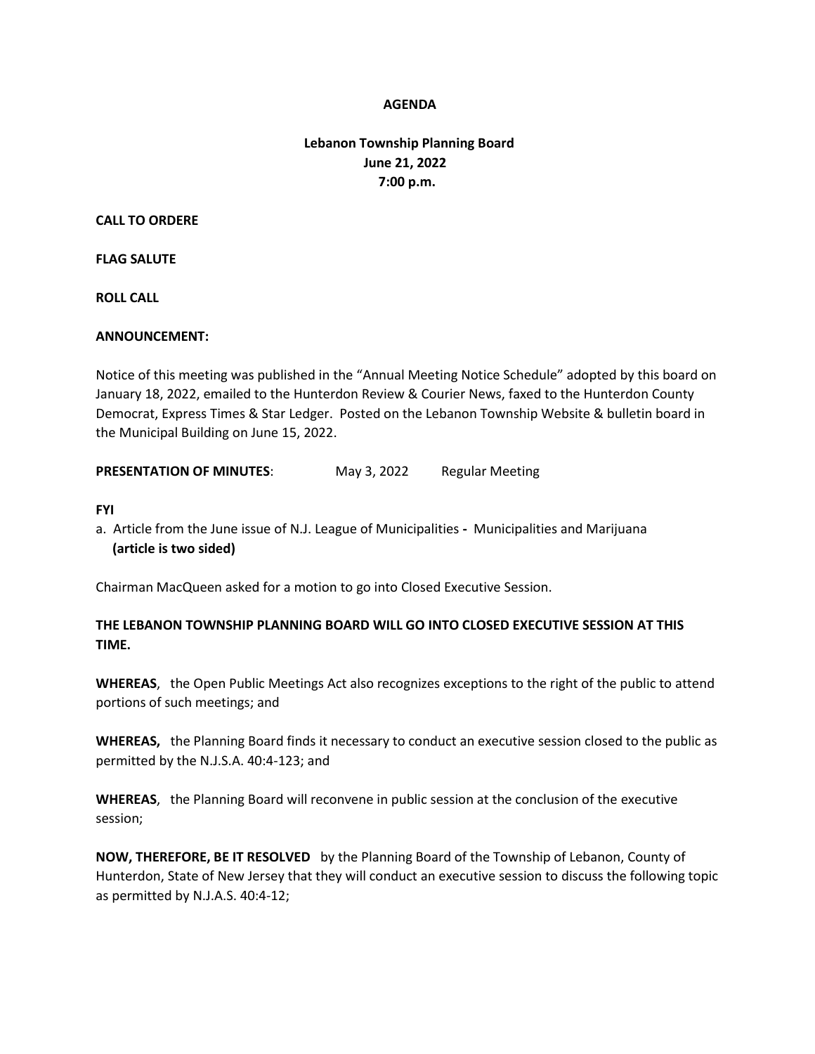**AGENDA**

**Lebanon Township Planning Board**
**June 21, 2022**
**7:00 p.m.**

**CALL TO ORDERE**

**FLAG SALUTE**

**ROLL CALL**

**ANNOUNCEMENT:**

Notice of this meeting was published in the "Annual Meeting Notice Schedule" adopted by this board on January 18, 2022, emailed to the Hunterdon Review & Courier News, faxed to the Hunterdon County Democrat, Express Times & Star Ledger. Posted on the Lebanon Township Website & bulletin board in the Municipal Building on June 15, 2022.

**PRESENTATION OF MINUTES**: May 3, 2022 Regular Meeting

**FYI**

a. Article from the June issue of N.J. League of Municipalities **-** Municipalities and Marijuana **(article is two sided)**

Chairman MacQueen asked for a motion to go into Closed Executive Session.

**THE LEBANON TOWNSHIP PLANNING BOARD WILL GO INTO CLOSED EXECUTIVE SESSION AT THIS TIME.**

**WHEREAS**, the Open Public Meetings Act also recognizes exceptions to the right of the public to attend portions of such meetings; and

**WHEREAS,** the Planning Board finds it necessary to conduct an executive session closed to the public as permitted by the N.J.S.A. 40:4-123; and

**WHEREAS**, the Planning Board will reconvene in public session at the conclusion of the executive session;

**NOW, THEREFORE, BE IT RESOLVED** by the Planning Board of the Township of Lebanon, County of Hunterdon, State of New Jersey that they will conduct an executive session to discuss the following topic as permitted by N.J.A.S. 40:4-12;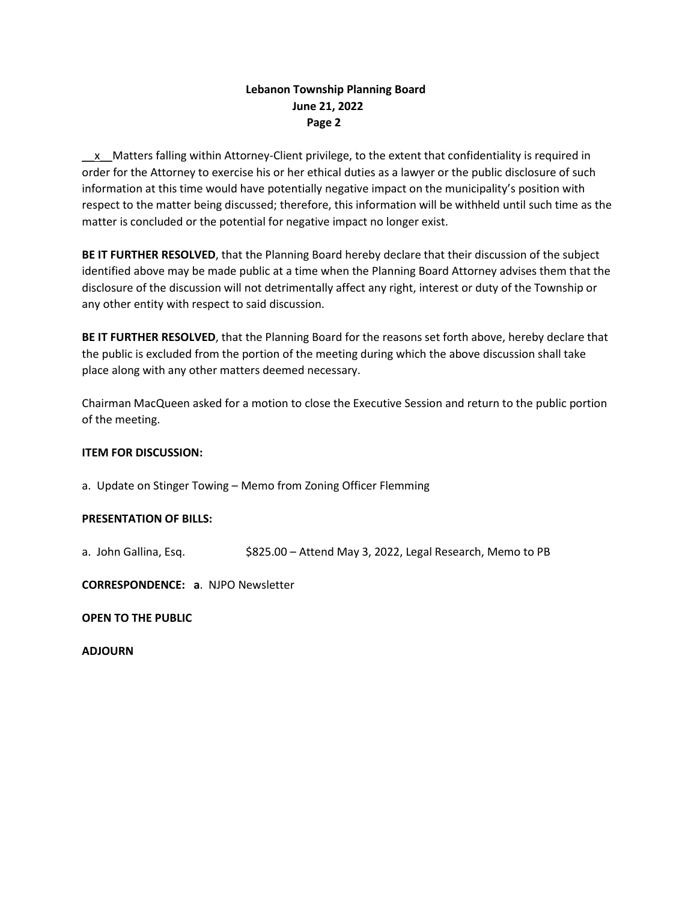__x__ Matters falling within Attorney-Client privilege, to the extent that confidentiality is required in order for the Attorney to exercise his or her ethical duties as a lawyer or the public disclosure of such information at this time would have potentially negative impact on the municipality's position with respect to the matter being discussed; therefore, this information will be withheld until such time as the matter is concluded or the potential for negative impact no longer exist.

**BE IT FURTHER RESOLVED**, that the Planning Board hereby declare that their discussion of the subject identified above may be made public at a time when the Planning Board Attorney advises them that the disclosure of the discussion will not detrimentally affect any right, interest or duty of the Township or any other entity with respect to said discussion.

**BE IT FURTHER RESOLVED**, that the Planning Board for the reasons set forth above, hereby declare that the public is excluded from the portion of the meeting during which the above discussion shall take place along with any other matters deemed necessary.

Chairman MacQueen asked for a motion to close the Executive Session and return to the public portion of the meeting.

**ITEM FOR DISCUSSION:**

a. Update on Stinger Towing – Memo from Zoning Officer Flemming

**PRESENTATION OF BILLS:**

a. John Gallina, Esq. $825.00 – Attend May 3, 2022, Legal Research, Memo to PB

**CORRESPONDENCE:** **a**. NJPO Newsletter

**OPEN TO THE PUBLIC**

**ADJOURN**